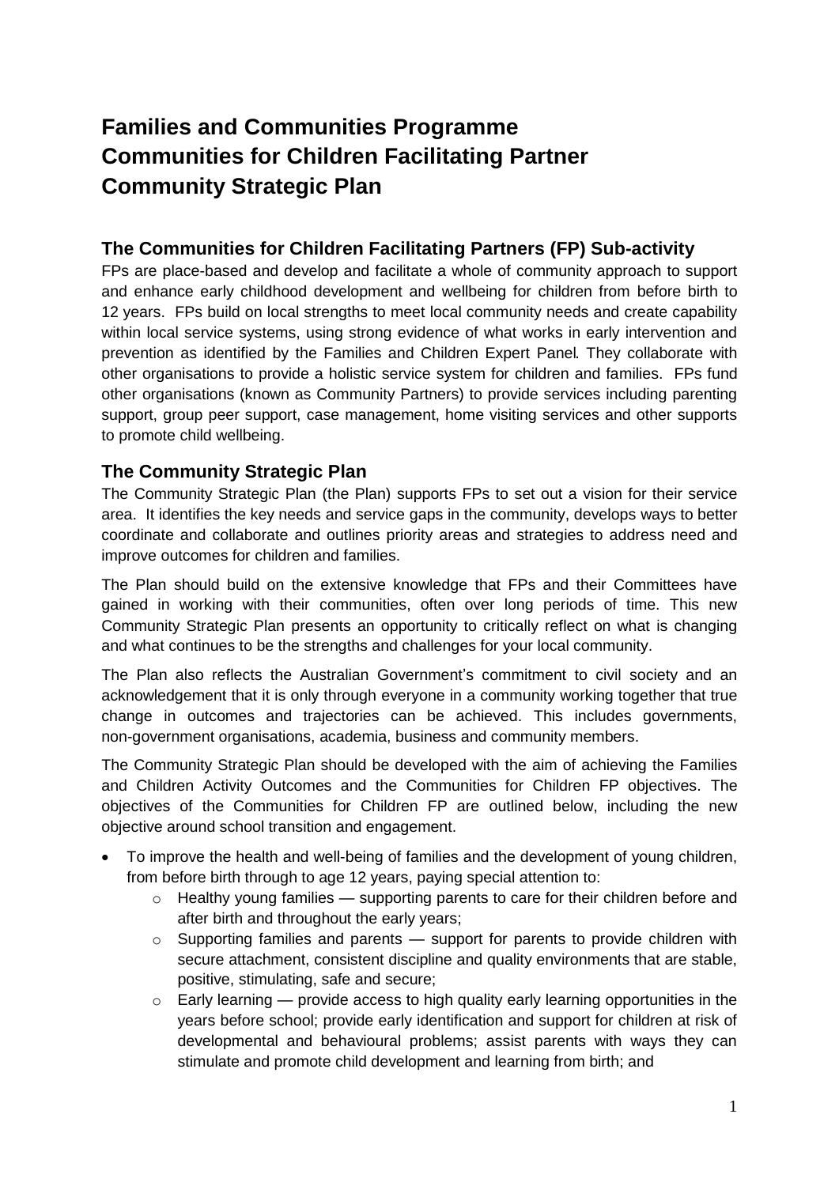# Families and Communities Programme
# Communities for Children Facilitating Partner
# Community Strategic Plan

## The Communities for Children Facilitating Partners (FP) Sub-activity

FPs are place-based and develop and facilitate a whole of community approach to support and enhance early childhood development and wellbeing for children from before birth to 12 years. FPs build on local strengths to meet local community needs and create capability within local service systems, using strong evidence of what works in early intervention and prevention as identified by the Families and Children Expert Panel. They collaborate with other organisations to provide a holistic service system for children and families. FPs fund other organisations (known as Community Partners) to provide services including parenting support, group peer support, case management, home visiting services and other supports to promote child wellbeing.

## The Community Strategic Plan

The Community Strategic Plan (the Plan) supports FPs to set out a vision for their service area. It identifies the key needs and service gaps in the community, develops ways to better coordinate and collaborate and outlines priority areas and strategies to address need and improve outcomes for children and families.

The Plan should build on the extensive knowledge that FPs and their Committees have gained in working with their communities, often over long periods of time. This new Community Strategic Plan presents an opportunity to critically reflect on what is changing and what continues to be the strengths and challenges for your local community.

The Plan also reflects the Australian Government's commitment to civil society and an acknowledgement that it is only through everyone in a community working together that true change in outcomes and trajectories can be achieved. This includes governments, non-government organisations, academia, business and community members.

The Community Strategic Plan should be developed with the aim of achieving the Families and Children Activity Outcomes and the Communities for Children FP objectives. The objectives of the Communities for Children FP are outlined below, including the new objective around school transition and engagement.

- To improve the health and well-being of families and the development of young children, from before birth through to age 12 years, paying special attention to:
  - Healthy young families — supporting parents to care for their children before and after birth and throughout the early years;
  - Supporting families and parents — support for parents to provide children with secure attachment, consistent discipline and quality environments that are stable, positive, stimulating, safe and secure;
  - Early learning — provide access to high quality early learning opportunities in the years before school; provide early identification and support for children at risk of developmental and behavioural problems; assist parents with ways they can stimulate and promote child development and learning from birth; and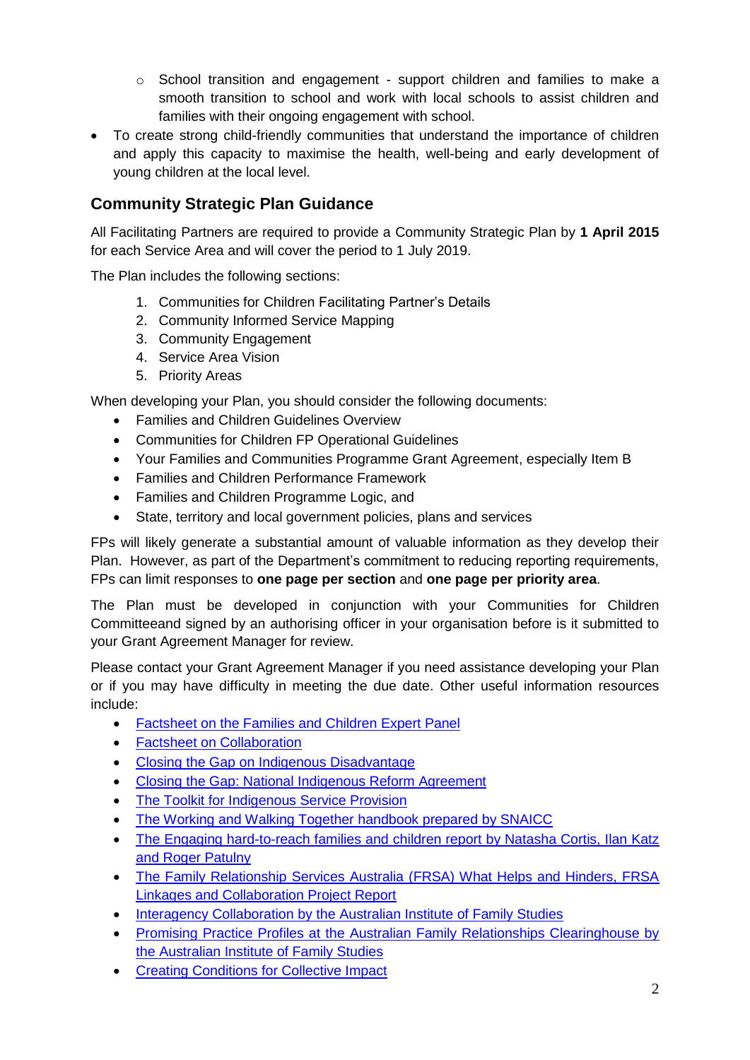- School transition and engagement - support children and families to make a smooth transition to school and work with local schools to assist children and families with their ongoing engagement with school.
- To create strong child-friendly communities that understand the importance of children and apply this capacity to maximise the health, well-being and early development of young children at the local level.

## Community Strategic Plan Guidance

All Facilitating Partners are required to provide a Community Strategic Plan by **1 April 2015** for each Service Area and will cover the period to 1 July 2019.

The Plan includes the following sections:

1. Communities for Children Facilitating Partner's Details
2. Community Informed Service Mapping
3. Community Engagement
4. Service Area Vision
5. Priority Areas

When developing your Plan, you should consider the following documents:

- Families and Children Guidelines Overview
- Communities for Children FP Operational Guidelines
- Your Families and Communities Programme Grant Agreement, especially Item B
- Families and Children Performance Framework
- Families and Children Programme Logic, and
- State, territory and local government policies, plans and services

FPs will likely generate a substantial amount of valuable information as they develop their Plan. However, as part of the Department's commitment to reducing reporting requirements, FPs can limit responses to **one page per section** and **one page per priority area**.

The Plan must be developed in conjunction with your Communities for Children Committeeand signed by an authorising officer in your organisation before is it submitted to your Grant Agreement Manager for review.

Please contact your Grant Agreement Manager if you need assistance developing your Plan or if you may have difficulty in meeting the due date. Other useful information resources include:

- Factsheet on the Families and Children Expert Panel
- Factsheet on Collaboration
- Closing the Gap on Indigenous Disadvantage
- Closing the Gap: National Indigenous Reform Agreement
- The Toolkit for Indigenous Service Provision
- The Working and Walking Together handbook prepared by SNAICC
- The Engaging hard-to-reach families and children report by Natasha Cortis, Ilan Katz and Roger Patulny
- The Family Relationship Services Australia (FRSA) What Helps and Hinders, FRSA Linkages and Collaboration Project Report
- Interagency Collaboration by the Australian Institute of Family Studies
- Promising Practice Profiles at the Australian Family Relationships Clearinghouse by the Australian Institute of Family Studies
- Creating Conditions for Collective Impact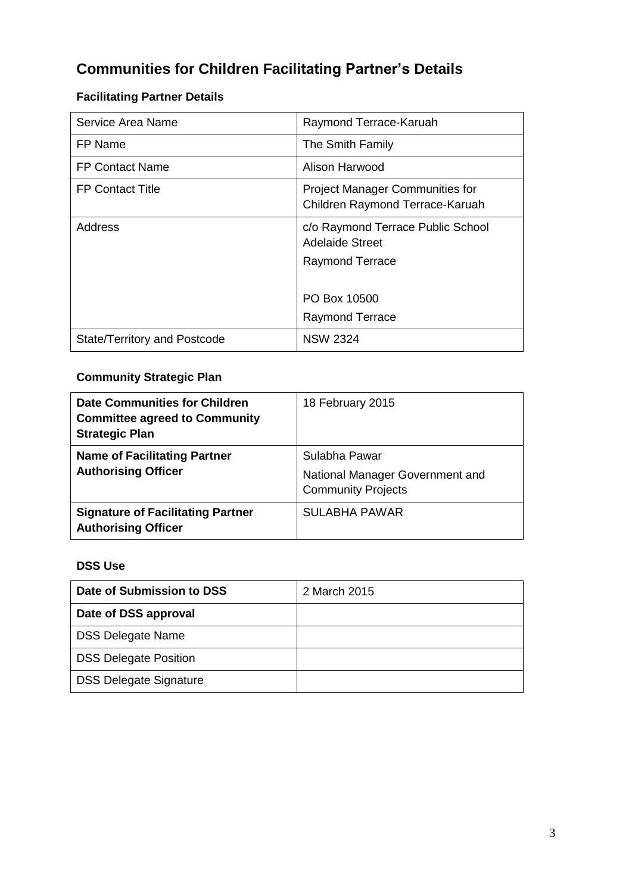# Communities for Children Facilitating Partner's Details

### Facilitating Partner Details

| Service Area Name | Raymond Terrace-Karuah |
|---|---|
| FP Name | The Smith Family |
| FP Contact Name | Alison Harwood |
| FP Contact Title | Project Manager Communities for Children Raymond Terrace-Karuah |
| Address | c/o Raymond Terrace Public School Adelaide Street<br>Raymond Terrace<br><br>PO Box 10500<br>Raymond Terrace |
| State/Territory and Postcode | NSW 2324 |

### Community Strategic Plan

| **Date Communities for Children Committee agreed to Community Strategic Plan** | 18 February 2015 |
|---|---|
| **Name of Facilitating Partner Authorising Officer** | Sulabha Pawar<br>National Manager Government and Community Projects |
| **Signature of Facilitating Partner Authorising Officer** | SULABHA PAWAR |

### DSS Use

| **Date of Submission to DSS** | 2 March 2015 |
|---|---|
| **Date of DSS approval** | |
| DSS Delegate Name | |
| DSS Delegate Position | |
| DSS Delegate Signature | |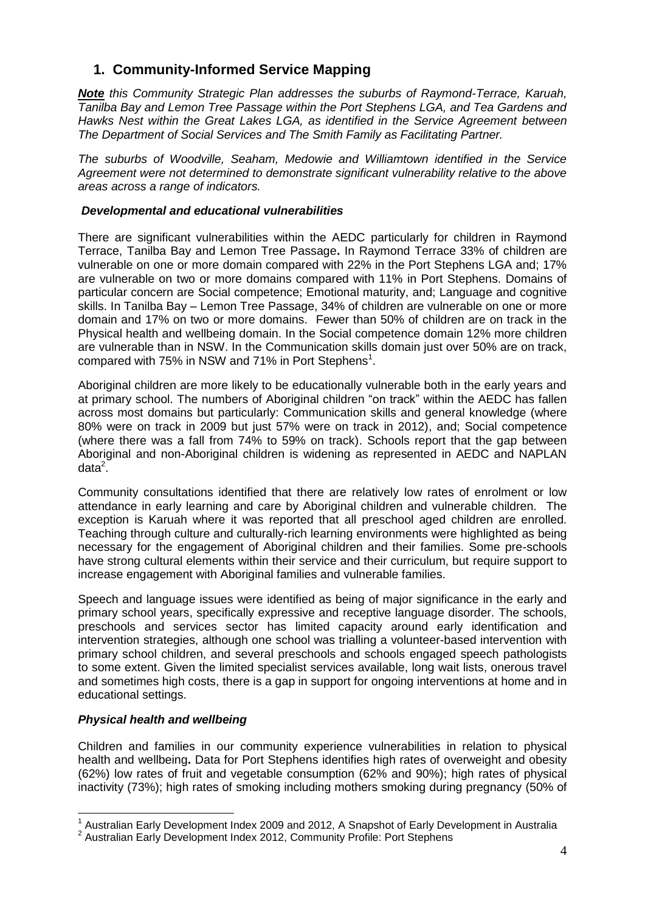# 1. Community-Informed Service Mapping

***Note*** *this Community Strategic Plan addresses the suburbs of Raymond-Terrace, Karuah, Tanilba Bay and Lemon Tree Passage within the Port Stephens LGA, and Tea Gardens and Hawks Nest within the Great Lakes LGA, as identified in the Service Agreement between The Department of Social Services and The Smith Family as Facilitating Partner.*

*The suburbs of Woodville, Seaham, Medowie and Williamtown identified in the Service Agreement were not determined to demonstrate significant vulnerability relative to the above areas across a range of indicators.*

### *Developmental and educational vulnerabilities*

There are significant vulnerabilities within the AEDC particularly for children in Raymond Terrace, Tanilba Bay and Lemon Tree Passage**.** In Raymond Terrace 33% of children are vulnerable on one or more domain compared with 22% in the Port Stephens LGA and; 17% are vulnerable on two or more domains compared with 11% in Port Stephens. Domains of particular concern are Social competence; Emotional maturity, and; Language and cognitive skills. In Tanilba Bay – Lemon Tree Passage, 34% of children are vulnerable on one or more domain and 17% on two or more domains. Fewer than 50% of children are on track in the Physical health and wellbeing domain. In the Social competence domain 12% more children are vulnerable than in NSW. In the Communication skills domain just over 50% are on track, compared with 75% in NSW and 71% in Port Stephens[1].

Aboriginal children are more likely to be educationally vulnerable both in the early years and at primary school. The numbers of Aboriginal children "on track" within the AEDC has fallen across most domains but particularly: Communication skills and general knowledge (where 80% were on track in 2009 but just 57% were on track in 2012), and; Social competence (where there was a fall from 74% to 59% on track). Schools report that the gap between Aboriginal and non-Aboriginal children is widening as represented in AEDC and NAPLAN data[2].

Community consultations identified that there are relatively low rates of enrolment or low attendance in early learning and care by Aboriginal children and vulnerable children. The exception is Karuah where it was reported that all preschool aged children are enrolled. Teaching through culture and culturally-rich learning environments were highlighted as being necessary for the engagement of Aboriginal children and their families. Some pre-schools have strong cultural elements within their service and their curriculum, but require support to increase engagement with Aboriginal families and vulnerable families.

Speech and language issues were identified as being of major significance in the early and primary school years, specifically expressive and receptive language disorder. The schools, preschools and services sector has limited capacity around early identification and intervention strategies, although one school was trialling a volunteer-based intervention with primary school children, and several preschools and schools engaged speech pathologists to some extent. Given the limited specialist services available, long wait lists, onerous travel and sometimes high costs, there is a gap in support for ongoing interventions at home and in educational settings.

### *Physical health and wellbeing*

Children and families in our community experience vulnerabilities in relation to physical health and wellbeing**.** Data for Port Stephens identifies high rates of overweight and obesity (62%) low rates of fruit and vegetable consumption (62% and 90%); high rates of physical inactivity (73%); high rates of smoking including mothers smoking during pregnancy (50% of

---

[1] Australian Early Development Index 2009 and 2012, A Snapshot of Early Development in Australia

[2] Australian Early Development Index 2012, Community Profile: Port Stephens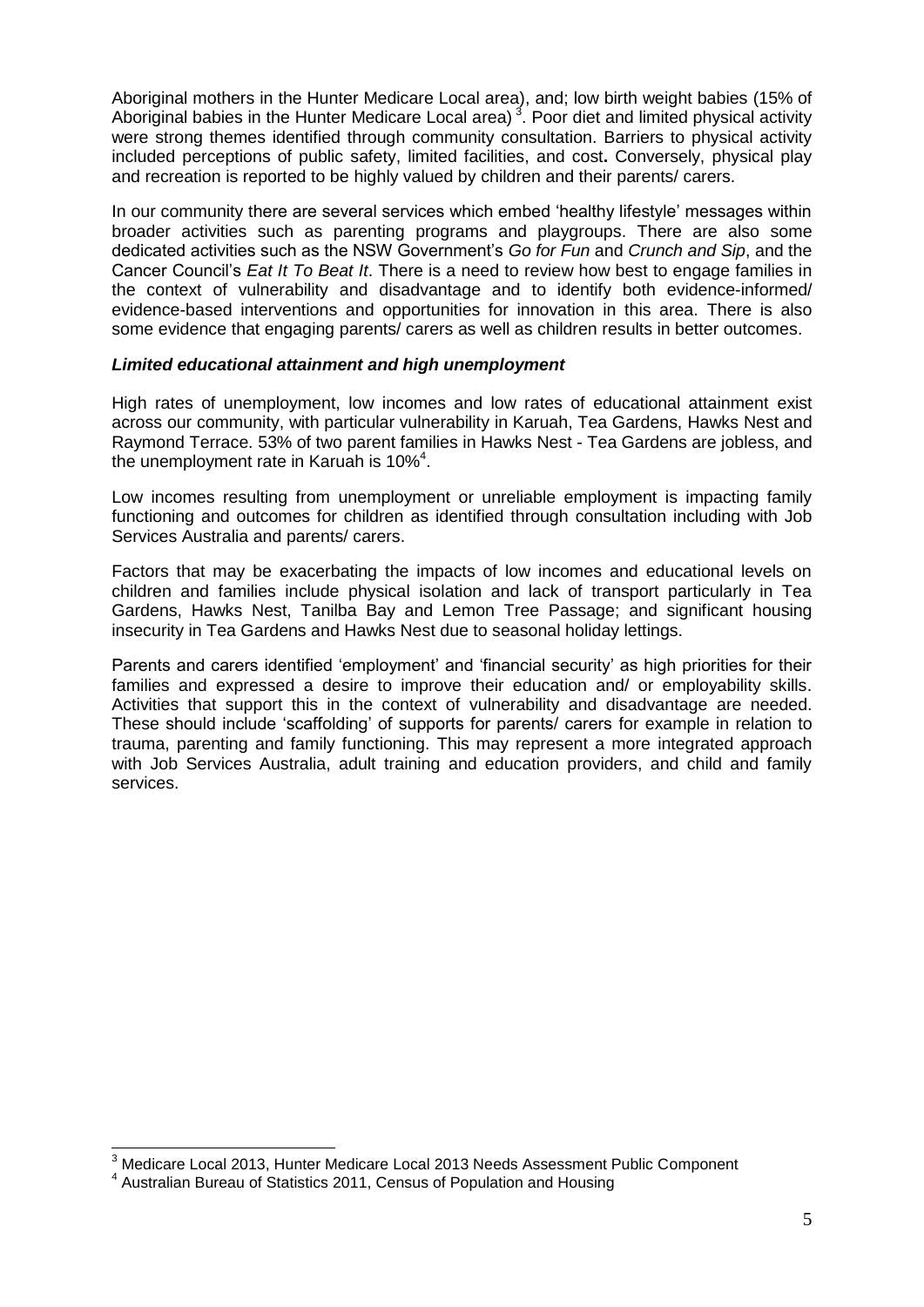Aboriginal mothers in the Hunter Medicare Local area), and; low birth weight babies (15% of Aboriginal babies in the Hunter Medicare Local area) [3]. Poor diet and limited physical activity were strong themes identified through community consultation. Barriers to physical activity included perceptions of public safety, limited facilities, and cost**.** Conversely, physical play and recreation is reported to be highly valued by children and their parents/ carers.

In our community there are several services which embed 'healthy lifestyle' messages within broader activities such as parenting programs and playgroups. There are also some dedicated activities such as the NSW Government's *Go for Fun* and *Crunch and Sip*, and the Cancer Council's *Eat It To Beat It*. There is a need to review how best to engage families in the context of vulnerability and disadvantage and to identify both evidence-informed/ evidence-based interventions and opportunities for innovation in this area. There is also some evidence that engaging parents/ carers as well as children results in better outcomes.

***Limited educational attainment and high unemployment***

High rates of unemployment, low incomes and low rates of educational attainment exist across our community, with particular vulnerability in Karuah, Tea Gardens, Hawks Nest and Raymond Terrace. 53% of two parent families in Hawks Nest - Tea Gardens are jobless, and the unemployment rate in Karuah is 10%[4].

Low incomes resulting from unemployment or unreliable employment is impacting family functioning and outcomes for children as identified through consultation including with Job Services Australia and parents/ carers.

Factors that may be exacerbating the impacts of low incomes and educational levels on children and families include physical isolation and lack of transport particularly in Tea Gardens, Hawks Nest, Tanilba Bay and Lemon Tree Passage; and significant housing insecurity in Tea Gardens and Hawks Nest due to seasonal holiday lettings.

Parents and carers identified 'employment' and 'financial security' as high priorities for their families and expressed a desire to improve their education and/ or employability skills. Activities that support this in the context of vulnerability and disadvantage are needed. These should include 'scaffolding' of supports for parents/ carers for example in relation to trauma, parenting and family functioning. This may represent a more integrated approach with Job Services Australia, adult training and education providers, and child and family services.

---

[3] Medicare Local 2013, Hunter Medicare Local 2013 Needs Assessment Public Component

[4] Australian Bureau of Statistics 2011, Census of Population and Housing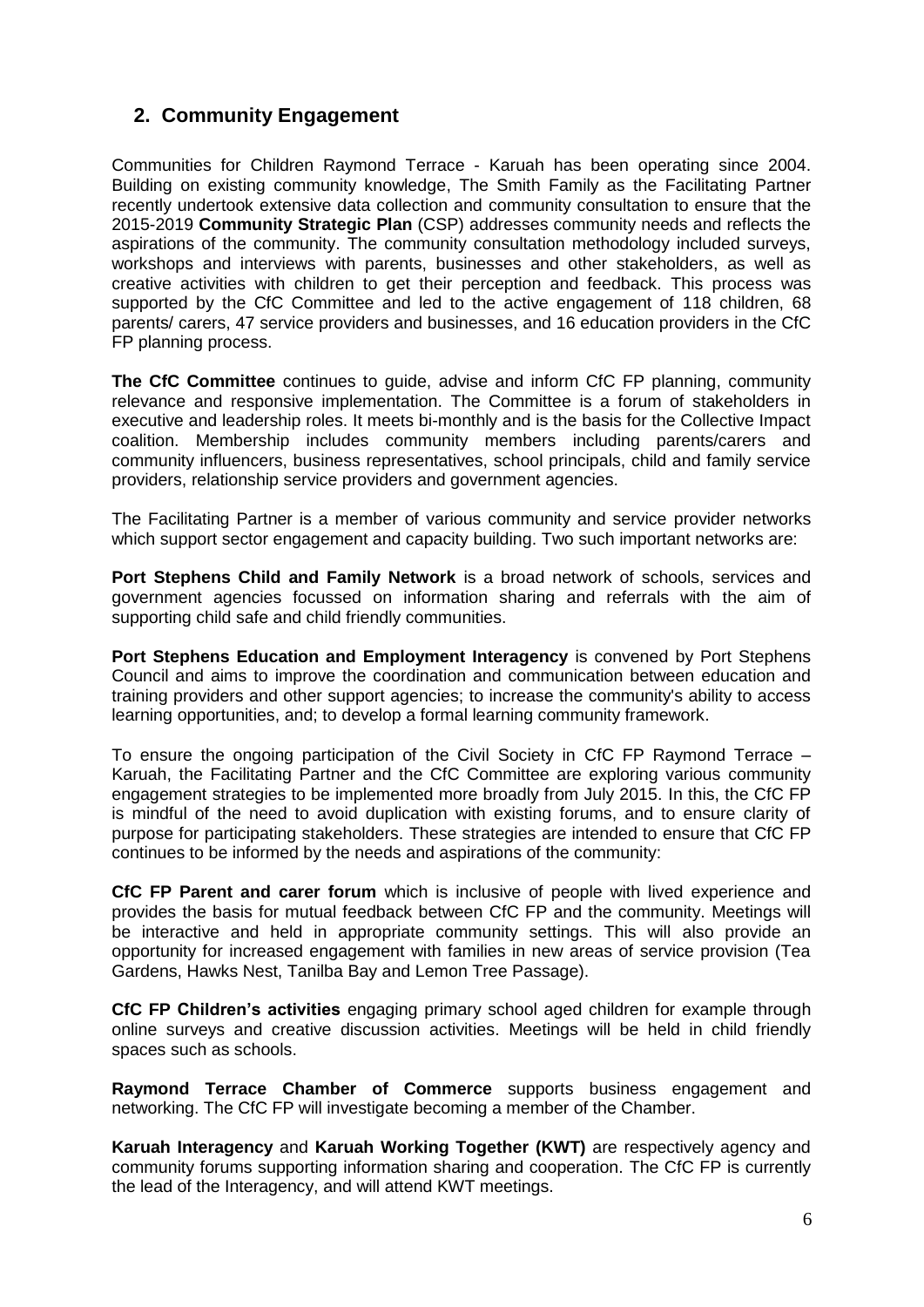## 2. Community Engagement

Communities for Children Raymond Terrace - Karuah has been operating since 2004. Building on existing community knowledge, The Smith Family as the Facilitating Partner recently undertook extensive data collection and community consultation to ensure that the 2015-2019 **Community Strategic Plan** (CSP) addresses community needs and reflects the aspirations of the community. The community consultation methodology included surveys, workshops and interviews with parents, businesses and other stakeholders, as well as creative activities with children to get their perception and feedback. This process was supported by the CfC Committee and led to the active engagement of 118 children, 68 parents/ carers, 47 service providers and businesses, and 16 education providers in the CfC FP planning process.

**The CfC Committee** continues to guide, advise and inform CfC FP planning, community relevance and responsive implementation. The Committee is a forum of stakeholders in executive and leadership roles. It meets bi-monthly and is the basis for the Collective Impact coalition. Membership includes community members including parents/carers and community influencers, business representatives, school principals, child and family service providers, relationship service providers and government agencies.

The Facilitating Partner is a member of various community and service provider networks which support sector engagement and capacity building. Two such important networks are:

**Port Stephens Child and Family Network** is a broad network of schools, services and government agencies focussed on information sharing and referrals with the aim of supporting child safe and child friendly communities.

**Port Stephens Education and Employment Interagency** is convened by Port Stephens Council and aims to improve the coordination and communication between education and training providers and other support agencies; to increase the community's ability to access learning opportunities, and; to develop a formal learning community framework.

To ensure the ongoing participation of the Civil Society in CfC FP Raymond Terrace – Karuah, the Facilitating Partner and the CfC Committee are exploring various community engagement strategies to be implemented more broadly from July 2015. In this, the CfC FP is mindful of the need to avoid duplication with existing forums, and to ensure clarity of purpose for participating stakeholders. These strategies are intended to ensure that CfC FP continues to be informed by the needs and aspirations of the community:

**CfC FP Parent and carer forum** which is inclusive of people with lived experience and provides the basis for mutual feedback between CfC FP and the community. Meetings will be interactive and held in appropriate community settings. This will also provide an opportunity for increased engagement with families in new areas of service provision (Tea Gardens, Hawks Nest, Tanilba Bay and Lemon Tree Passage).

**CfC FP Children's activities** engaging primary school aged children for example through online surveys and creative discussion activities. Meetings will be held in child friendly spaces such as schools.

**Raymond Terrace Chamber of Commerce** supports business engagement and networking. The CfC FP will investigate becoming a member of the Chamber.

**Karuah Interagency** and **Karuah Working Together (KWT)** are respectively agency and community forums supporting information sharing and cooperation. The CfC FP is currently the lead of the Interagency, and will attend KWT meetings.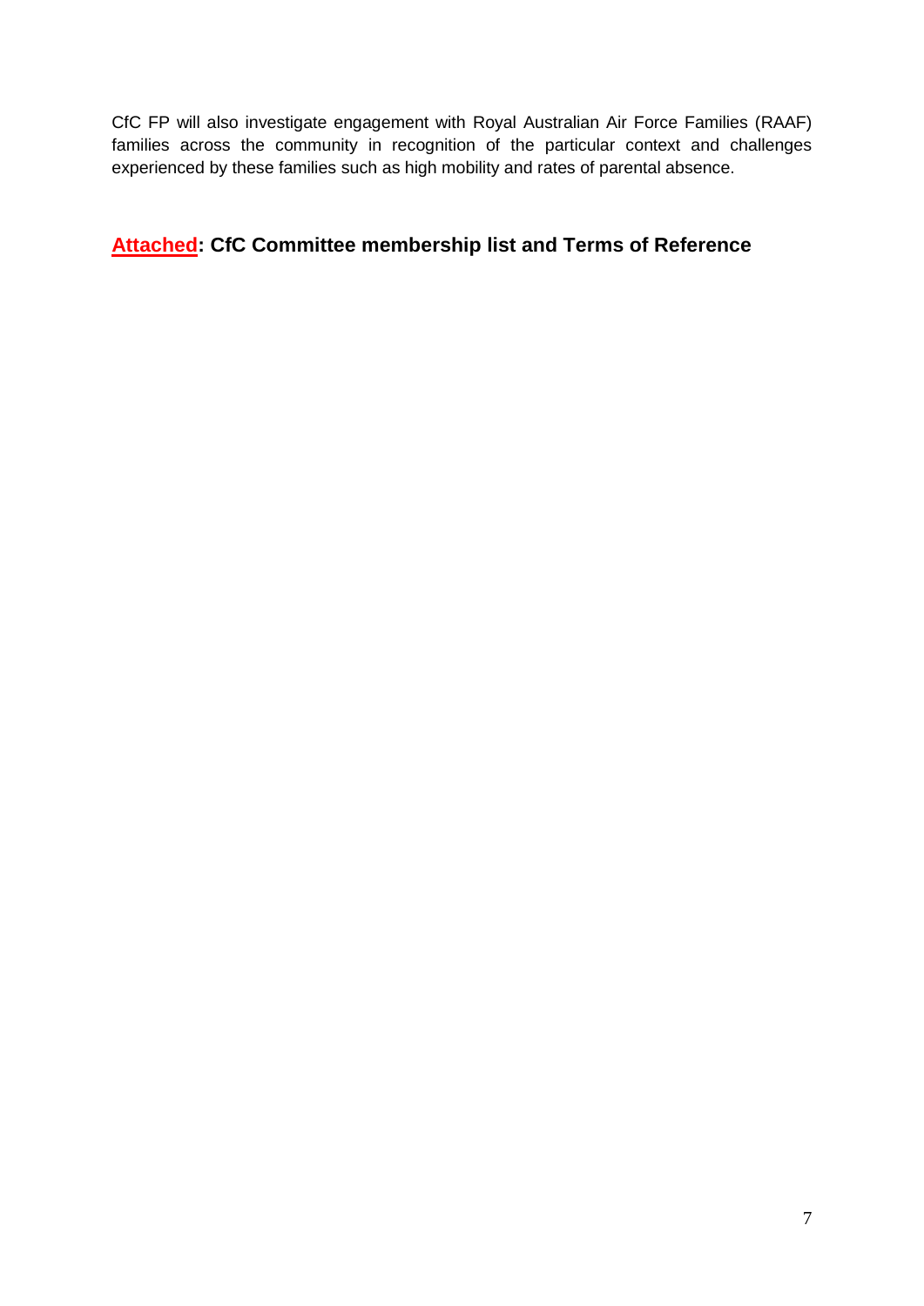CfC FP will also investigate engagement with Royal Australian Air Force Families (RAAF) families across the community in recognition of the particular context and challenges experienced by these families such as high mobility and rates of parental absence.

**Attached: CfC Committee membership list and Terms of Reference**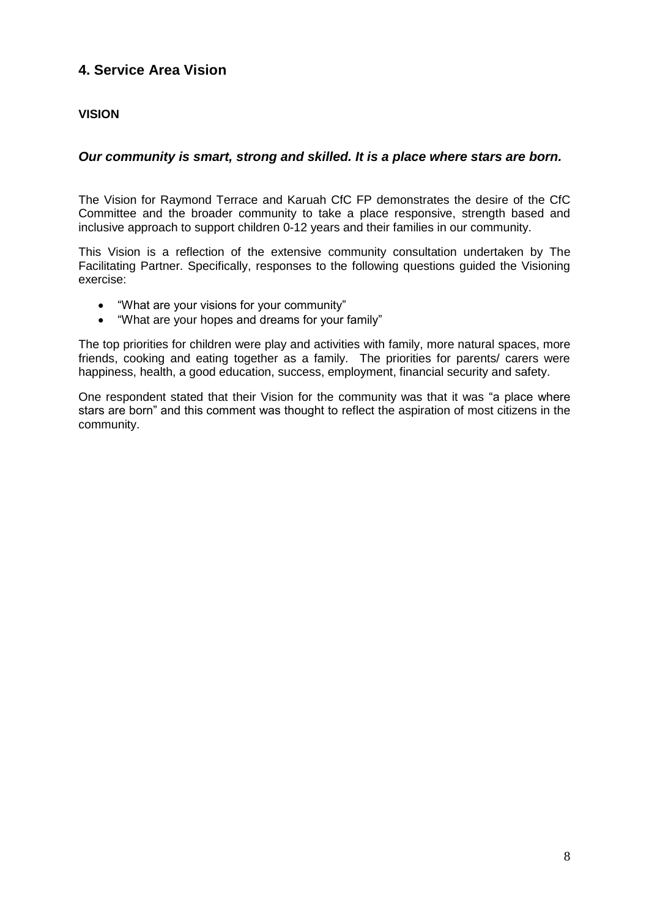## 4. Service Area Vision

**VISION**

***Our community is smart, strong and skilled. It is a place where stars are born.***

The Vision for Raymond Terrace and Karuah CfC FP demonstrates the desire of the CfC Committee and the broader community to take a place responsive, strength based and inclusive approach to support children 0-12 years and their families in our community.

This Vision is a reflection of the extensive community consultation undertaken by The Facilitating Partner. Specifically, responses to the following questions guided the Visioning exercise:

- "What are your visions for your community"
- "What are your hopes and dreams for your family"

The top priorities for children were play and activities with family, more natural spaces, more friends, cooking and eating together as a family. The priorities for parents/ carers were happiness, health, a good education, success, employment, financial security and safety.

One respondent stated that their Vision for the community was that it was "a place where stars are born" and this comment was thought to reflect the aspiration of most citizens in the community.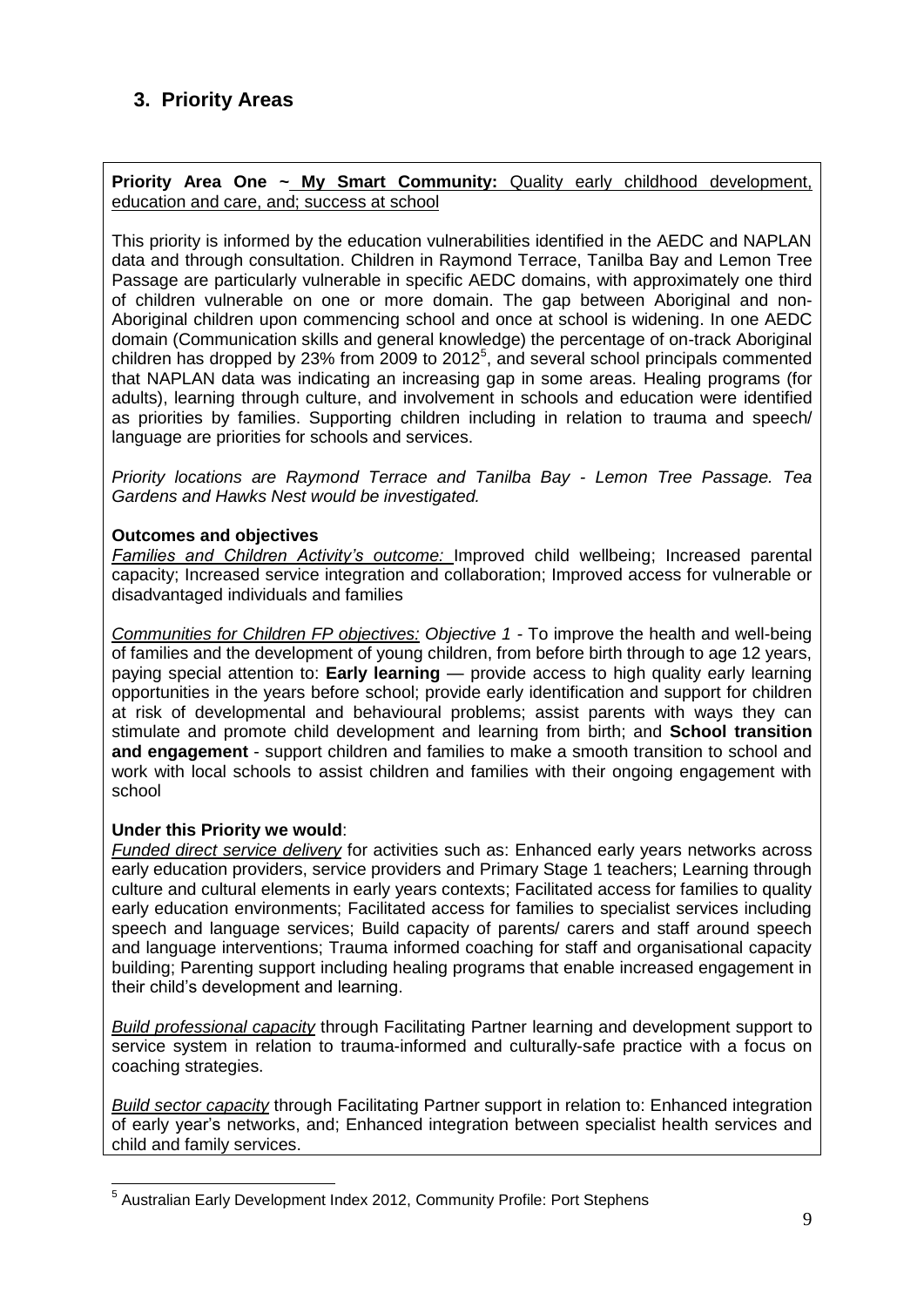## 3. Priority Areas

**Priority Area One ~ My Smart Community:** Quality early childhood development, education and care, and; success at school

This priority is informed by the education vulnerabilities identified in the AEDC and NAPLAN data and through consultation. Children in Raymond Terrace, Tanilba Bay and Lemon Tree Passage are particularly vulnerable in specific AEDC domains, with approximately one third of children vulnerable on one or more domain. The gap between Aboriginal and non-Aboriginal children upon commencing school and once at school is widening. In one AEDC domain (Communication skills and general knowledge) the percentage of on-track Aboriginal children has dropped by 23% from 2009 to 2012[5], and several school principals commented that NAPLAN data was indicating an increasing gap in some areas. Healing programs (for adults), learning through culture, and involvement in schools and education were identified as priorities by families. Supporting children including in relation to trauma and speech/ language are priorities for schools and services.

*Priority locations are Raymond Terrace and Tanilba Bay - Lemon Tree Passage. Tea Gardens and Hawks Nest would be investigated.*

**Outcomes and objectives**

*Families and Children Activity's outcome:* Improved child wellbeing; Increased parental capacity; Increased service integration and collaboration; Improved access for vulnerable or disadvantaged individuals and families

*Communities for Children FP objectives: Objective 1* - To improve the health and well-being of families and the development of young children, from before birth through to age 12 years, paying special attention to: **Early learning** — provide access to high quality early learning opportunities in the years before school; provide early identification and support for children at risk of developmental and behavioural problems; assist parents with ways they can stimulate and promote child development and learning from birth; and **School transition and engagement** - support children and families to make a smooth transition to school and work with local schools to assist children and families with their ongoing engagement with school

**Under this Priority we would**:

*Funded direct service delivery* for activities such as: Enhanced early years networks across early education providers, service providers and Primary Stage 1 teachers; Learning through culture and cultural elements in early years contexts; Facilitated access for families to quality early education environments; Facilitated access for families to specialist services including speech and language services; Build capacity of parents/ carers and staff around speech and language interventions; Trauma informed coaching for staff and organisational capacity building; Parenting support including healing programs that enable increased engagement in their child's development and learning.

*Build professional capacity* through Facilitating Partner learning and development support to service system in relation to trauma-informed and culturally-safe practice with a focus on coaching strategies.

*Build sector capacity* through Facilitating Partner support in relation to: Enhanced integration of early year's networks, and; Enhanced integration between specialist health services and child and family services.

---

[5] Australian Early Development Index 2012, Community Profile: Port Stephens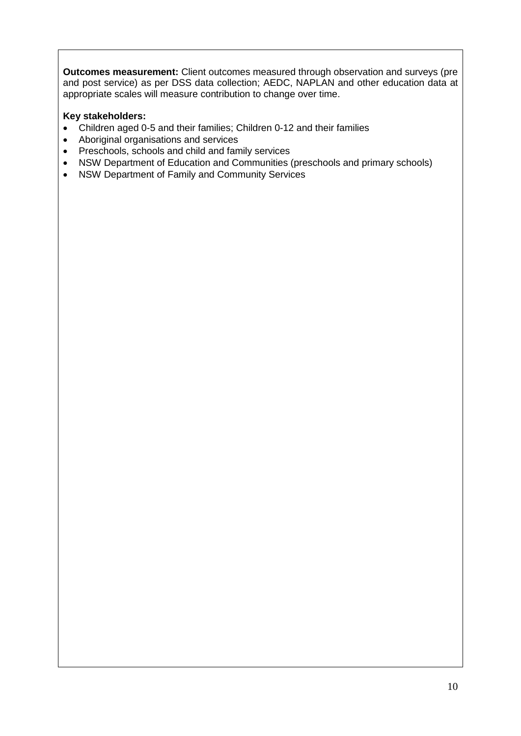**Outcomes measurement:** Client outcomes measured through observation and surveys (pre and post service) as per DSS data collection; AEDC, NAPLAN and other education data at appropriate scales will measure contribution to change over time.

**Key stakeholders:**

- Children aged 0-5 and their families; Children 0-12 and their families
- Aboriginal organisations and services
- Preschools, schools and child and family services
- NSW Department of Education and Communities (preschools and primary schools)
- NSW Department of Family and Community Services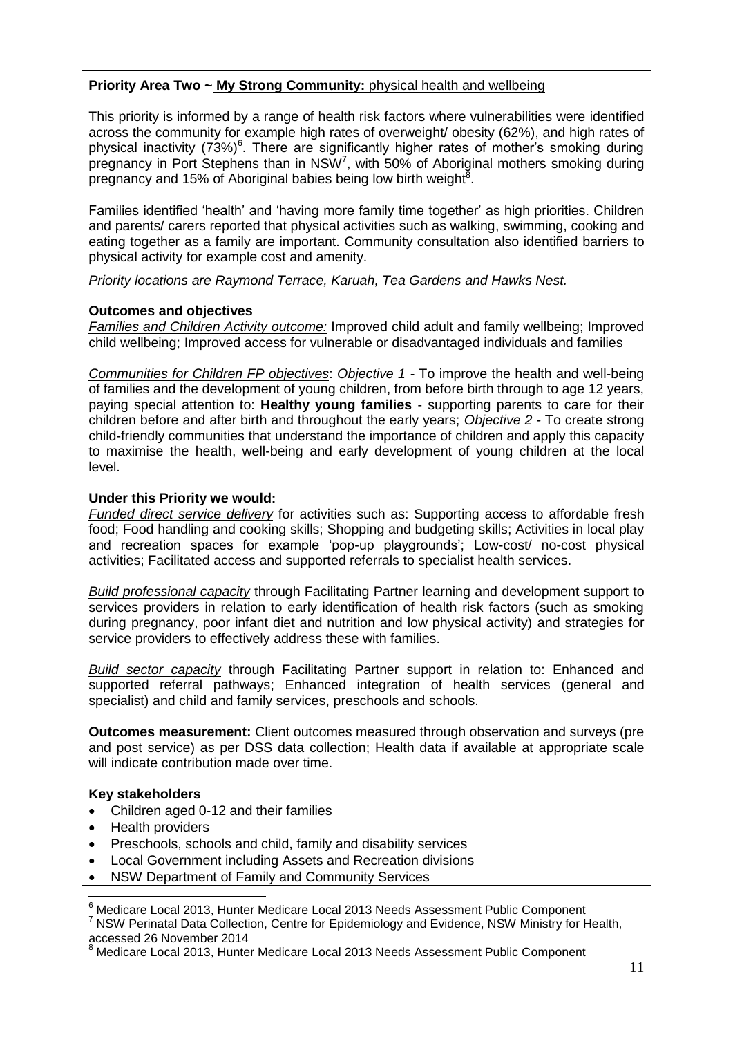**Priority Area Two ~ My Strong Community:** physical health and wellbeing

This priority is informed by a range of health risk factors where vulnerabilities were identified across the community for example high rates of overweight/ obesity (62%), and high rates of physical inactivity (73%)[6]. There are significantly higher rates of mother's smoking during pregnancy in Port Stephens than in NSW[7], with 50% of Aboriginal mothers smoking during pregnancy and 15% of Aboriginal babies being low birth weight[8].

Families identified 'health' and 'having more family time together' as high priorities. Children and parents/ carers reported that physical activities such as walking, swimming, cooking and eating together as a family are important. Community consultation also identified barriers to physical activity for example cost and amenity.

*Priority locations are Raymond Terrace, Karuah, Tea Gardens and Hawks Nest.*

**Outcomes and objectives**

*Families and Children Activity outcome:* Improved child adult and family wellbeing; Improved child wellbeing; Improved access for vulnerable or disadvantaged individuals and families

*Communities for Children FP objectives*: *Objective 1* - To improve the health and well-being of families and the development of young children, from before birth through to age 12 years, paying special attention to: **Healthy young families** - supporting parents to care for their children before and after birth and throughout the early years; *Objective 2* - To create strong child-friendly communities that understand the importance of children and apply this capacity to maximise the health, well-being and early development of young children at the local level.

**Under this Priority we would:**

*Funded direct service delivery* for activities such as: Supporting access to affordable fresh food; Food handling and cooking skills; Shopping and budgeting skills; Activities in local play and recreation spaces for example 'pop-up playgrounds'; Low-cost/ no-cost physical activities; Facilitated access and supported referrals to specialist health services.

*Build professional capacity* through Facilitating Partner learning and development support to services providers in relation to early identification of health risk factors (such as smoking during pregnancy, poor infant diet and nutrition and low physical activity) and strategies for service providers to effectively address these with families.

*Build sector capacity* through Facilitating Partner support in relation to: Enhanced and supported referral pathways; Enhanced integration of health services (general and specialist) and child and family services, preschools and schools.

**Outcomes measurement:** Client outcomes measured through observation and surveys (pre and post service) as per DSS data collection; Health data if available at appropriate scale will indicate contribution made over time.

**Key stakeholders**

- Children aged 0-12 and their families
- Health providers
- Preschools, schools and child, family and disability services
- Local Government including Assets and Recreation divisions
- NSW Department of Family and Community Services

[6] Medicare Local 2013, Hunter Medicare Local 2013 Needs Assessment Public Component

[7] NSW Perinatal Data Collection, Centre for Epidemiology and Evidence, NSW Ministry for Health, accessed 26 November 2014

[8] Medicare Local 2013, Hunter Medicare Local 2013 Needs Assessment Public Component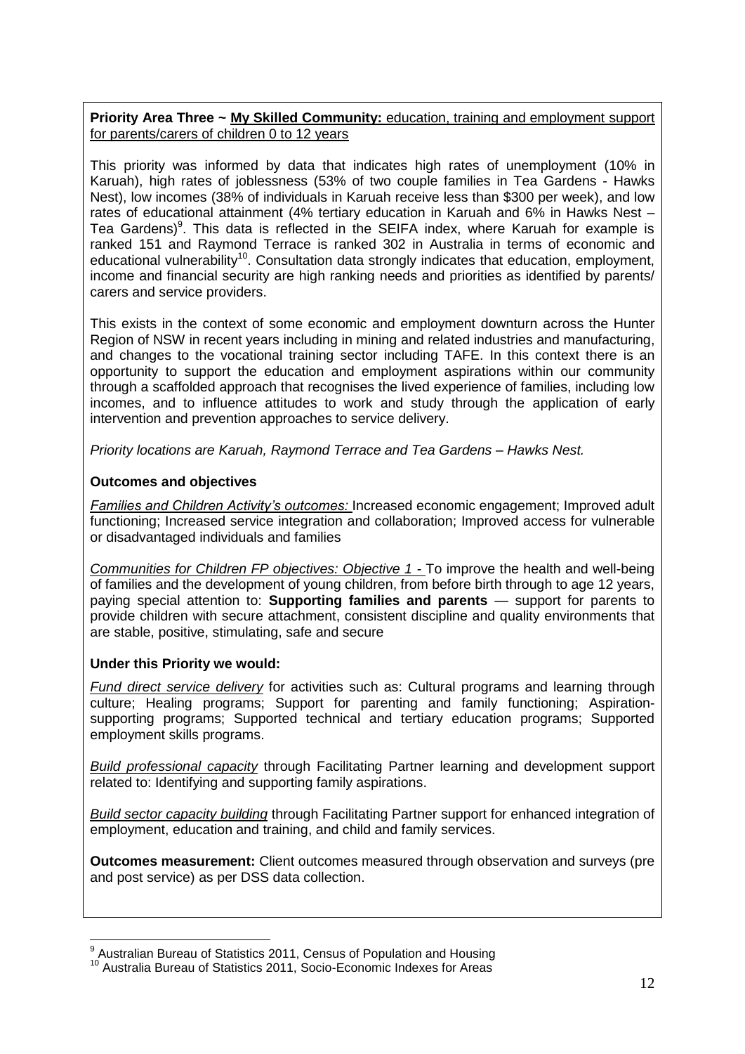**Priority Area Three ~ <u>My Skilled Community:</u>** <u>education, training and employment support for parents/carers of children 0 to 12 years</u>

This priority was informed by data that indicates high rates of unemployment (10% in Karuah), high rates of joblessness (53% of two couple families in Tea Gardens - Hawks Nest), low incomes (38% of individuals in Karuah receive less than $300 per week), and low rates of educational attainment (4% tertiary education in Karuah and 6% in Hawks Nest – Tea Gardens)[9]. This data is reflected in the SEIFA index, where Karuah for example is ranked 151 and Raymond Terrace is ranked 302 in Australia in terms of economic and educational vulnerability[10]. Consultation data strongly indicates that education, employment, income and financial security are high ranking needs and priorities as identified by parents/ carers and service providers.

This exists in the context of some economic and employment downturn across the Hunter Region of NSW in recent years including in mining and related industries and manufacturing, and changes to the vocational training sector including TAFE. In this context there is an opportunity to support the education and employment aspirations within our community through a scaffolded approach that recognises the lived experience of families, including low incomes, and to influence attitudes to work and study through the application of early intervention and prevention approaches to service delivery.

*Priority locations are Karuah, Raymond Terrace and Tea Gardens – Hawks Nest.*

**Outcomes and objectives**

*<u>Families and Children Activity's outcomes:</u>* Increased economic engagement; Improved adult functioning; Increased service integration and collaboration; Improved access for vulnerable or disadvantaged individuals and families

*<u>Communities for Children FP objectives: Objective 1 -</u>* To improve the health and well-being of families and the development of young children, from before birth through to age 12 years, paying special attention to: **Supporting families and parents** — support for parents to provide children with secure attachment, consistent discipline and quality environments that are stable, positive, stimulating, safe and secure

**Under this Priority we would:**

*<u>Fund direct service delivery</u>* for activities such as: Cultural programs and learning through culture; Healing programs; Support for parenting and family functioning; Aspiration-supporting programs; Supported technical and tertiary education programs; Supported employment skills programs.

*<u>Build professional capacity</u>* through Facilitating Partner learning and development support related to: Identifying and supporting family aspirations.

*<u>Build sector capacity building</u>* through Facilitating Partner support for enhanced integration of employment, education and training, and child and family services.

**Outcomes measurement:** Client outcomes measured through observation and surveys (pre and post service) as per DSS data collection.

---

[9] Australian Bureau of Statistics 2011, Census of Population and Housing

[10] Australia Bureau of Statistics 2011, Socio-Economic Indexes for Areas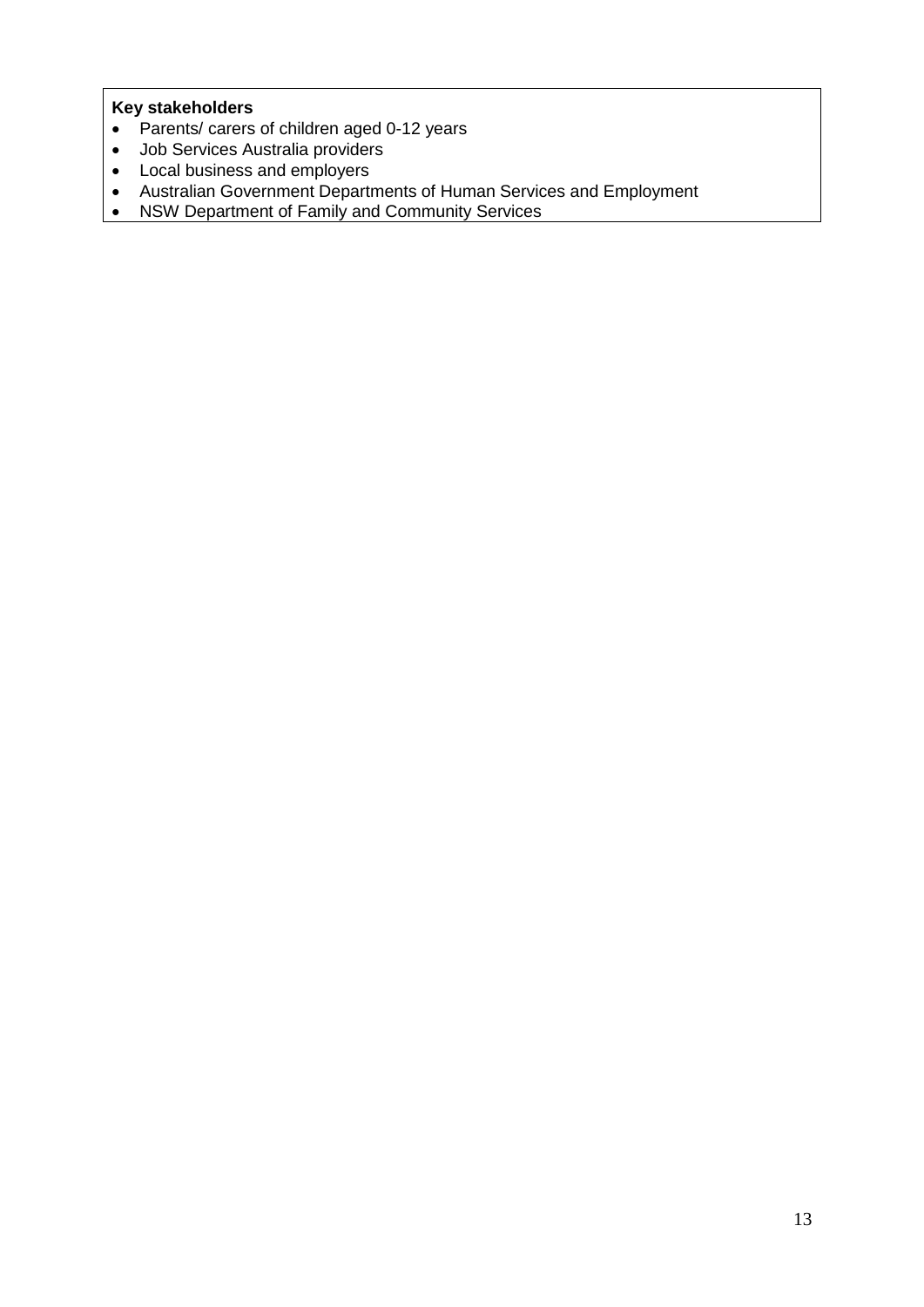**Key stakeholders**

- Parents/ carers of children aged 0-12 years
- Job Services Australia providers
- Local business and employers
- Australian Government Departments of Human Services and Employment
- NSW Department of Family and Community Services